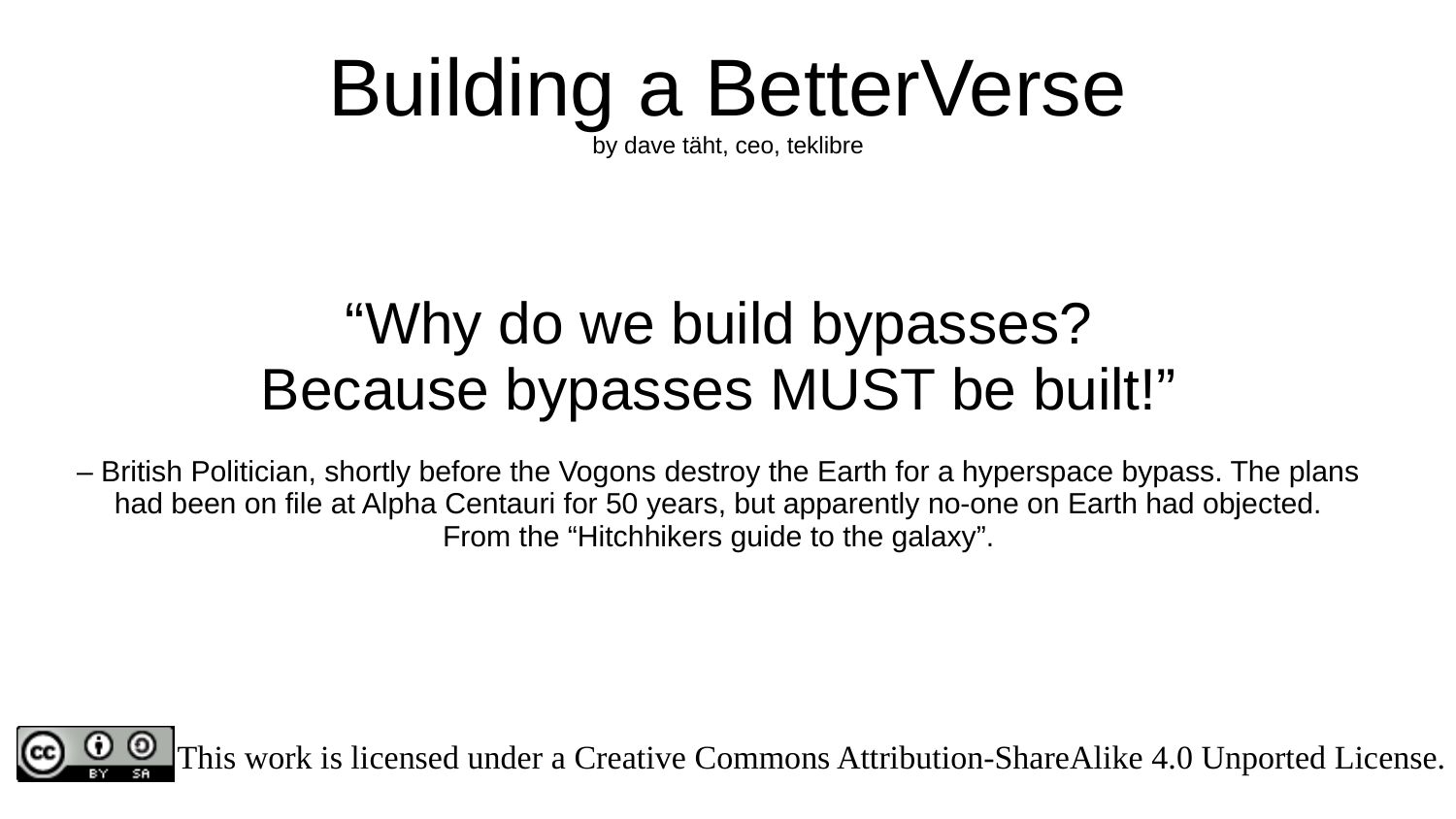# Building a BetterVerse

by dave täht, ceo, teklibre

“Why do we build bypasses?
Because bypasses MUST be built!”

– British Politician, shortly before the Vogons destroy the Earth for a hyperspace bypass. The plans had been on file at Alpha Centauri for 50 years, but apparently no-one on Earth had objected. From the “Hitchhikers guide to the galaxy”.

This work is licensed under a Creative Commons Attribution-ShareAlike 4.0 Unported License.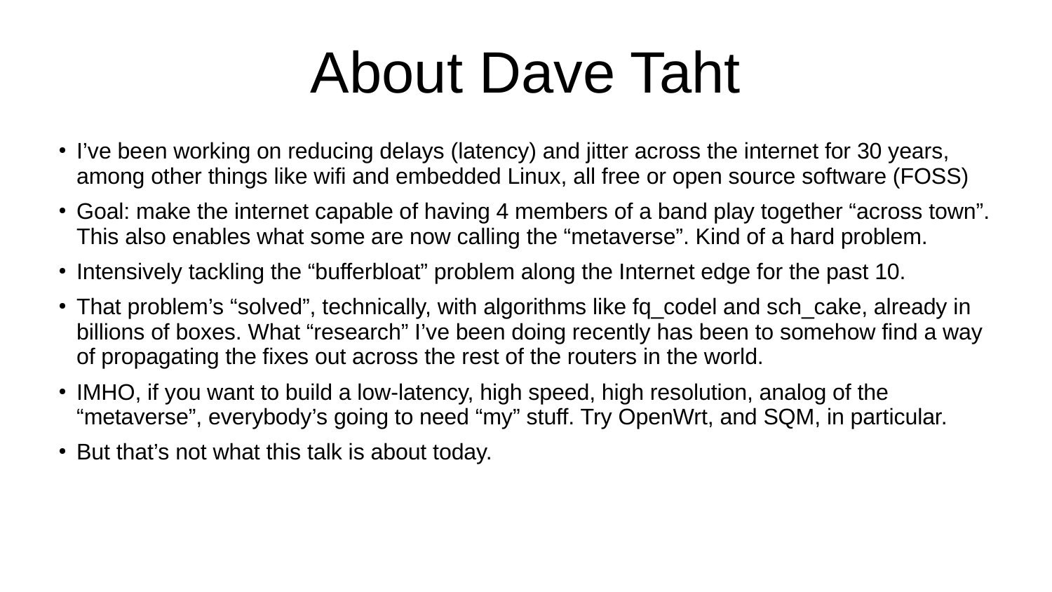# About Dave Taht

- I’ve been working on reducing delays (latency) and jitter across the internet for 30 years, among other things like wifi and embedded Linux, all free or open source software (FOSS)
- Goal: make the internet capable of having 4 members of a band play together “across town”. This also enables what some are now calling the “metaverse”. Kind of a hard problem.
- Intensively tackling the “bufferbloat” problem along the Internet edge for the past 10.
- That problem’s “solved”, technically, with algorithms like fq_codel and sch_cake, already in billions of boxes. What “research” I’ve been doing recently has been to somehow find a way of propagating the fixes out across the rest of the routers in the world.
- IMHO, if you want to build a low-latency, high speed, high resolution, analog of the “metaverse”, everybody’s going to need “my” stuff. Try OpenWrt, and SQM, in particular.
- But that’s not what this talk is about today.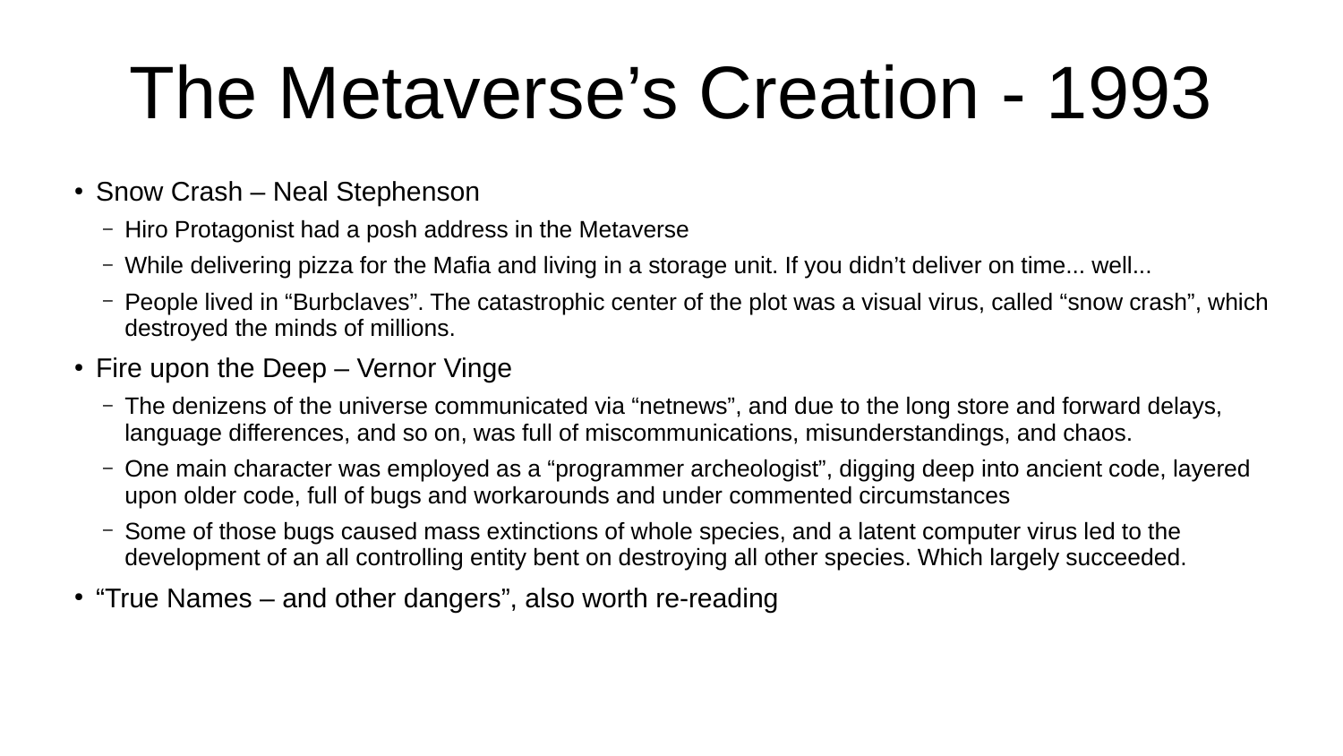# The Metaverse’s Creation - 1993

- Snow Crash – Neal Stephenson
  - Hiro Protagonist had a posh address in the Metaverse
  - While delivering pizza for the Mafia and living in a storage unit. If you didn’t deliver on time... well...
  - People lived in “Burbclaves”. The catastrophic center of the plot was a visual virus, called “snow crash”, which destroyed the minds of millions.
- Fire upon the Deep – Vernor Vinge
  - The denizens of the universe communicated via “netnews”, and due to the long store and forward delays, language differences, and so on, was full of miscommunications, misunderstandings, and chaos.
  - One main character was employed as a “programmer archeologist”, digging deep into ancient code, layered upon older code, full of bugs and workarounds and under commented circumstances
  - Some of those bugs caused mass extinctions of whole species, and a latent computer virus led to the development of an all controlling entity bent on destroying all other species. Which largely succeeded.
- “True Names – and other dangers”, also worth re-reading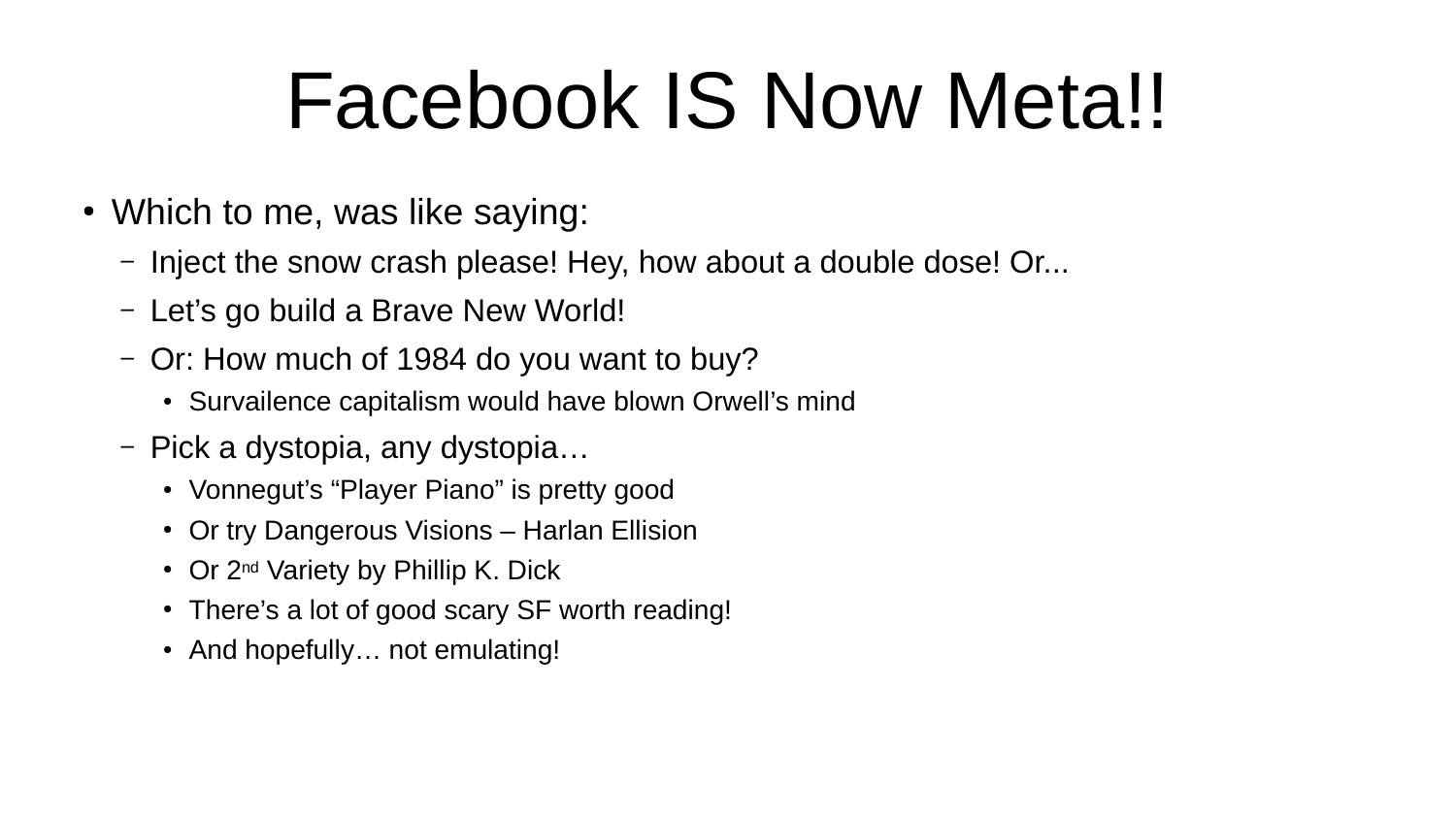# Facebook IS Now Meta!!

- Which to me, was like saying:
  - Inject the snow crash please! Hey, how about a double dose! Or...
  - Let’s go build a Brave New World!
  - Or: How much of 1984 do you want to buy?
    - Survailence capitalism would have blown Orwell’s mind
  - Pick a dystopia, any dystopia…
    - Vonnegut’s “Player Piano” is pretty good
    - Or try Dangerous Visions – Harlan Ellision
    - Or 2nd Variety by Phillip K. Dick
    - There’s a lot of good scary SF worth reading!
    - And hopefully… not emulating!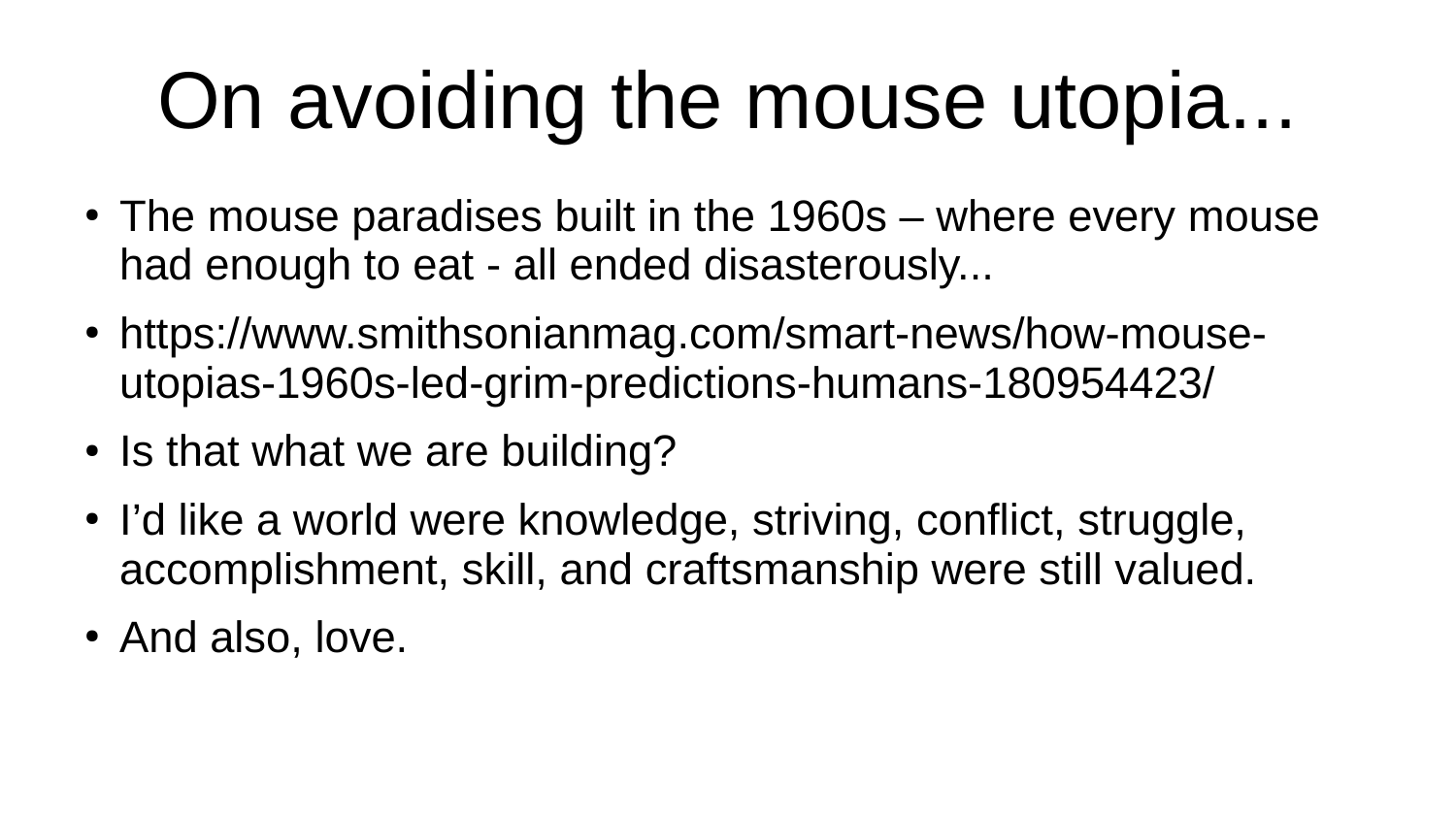# On avoiding the mouse utopia...

- The mouse paradises built in the 1960s – where every mouse had enough to eat - all ended disasterously...
- https://www.smithsonianmag.com/smart-news/how-mouse-utopias-1960s-led-grim-predictions-humans-180954423/
- Is that what we are building?
- I’d like a world were knowledge, striving, conflict, struggle, accomplishment, skill, and craftsmanship were still valued.
- And also, love.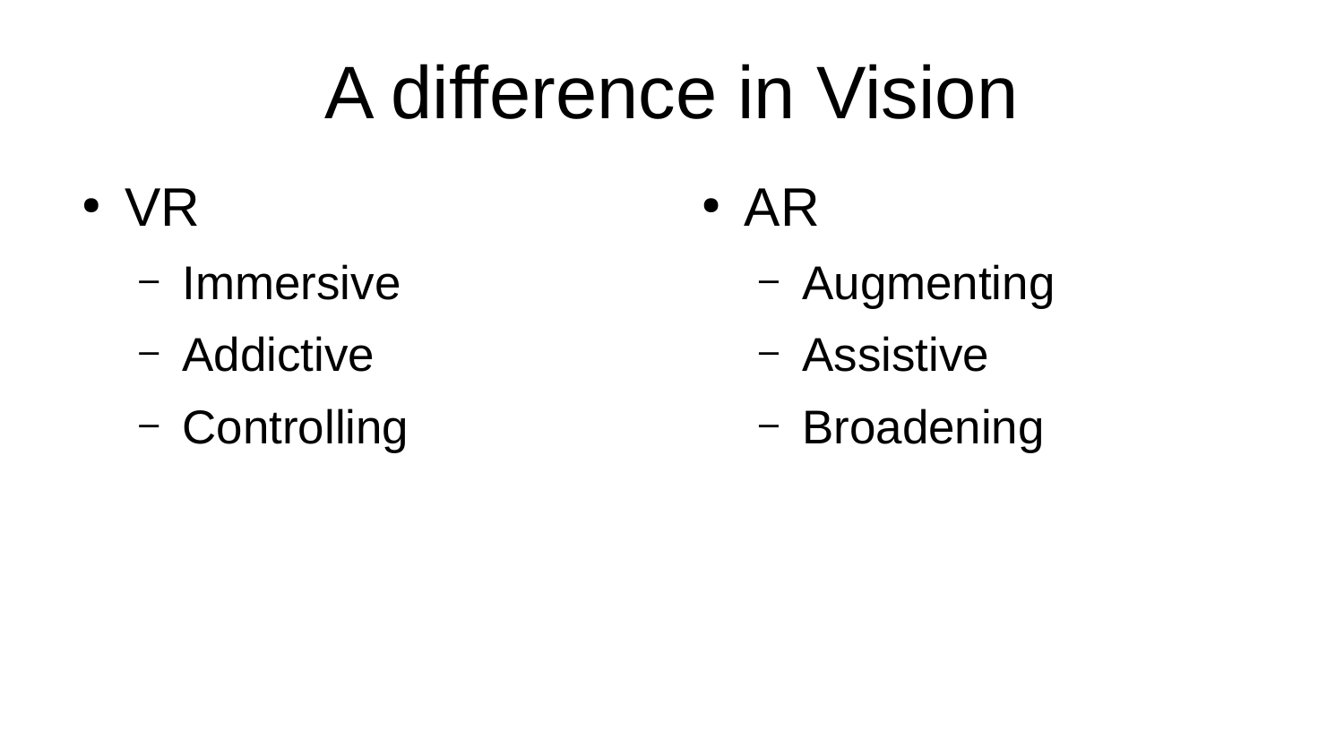# A difference in Vision

- VR
  - Immersive
  - Addictive
  - Controlling
- AR
  - Augmenting
  - Assistive
  - Broadening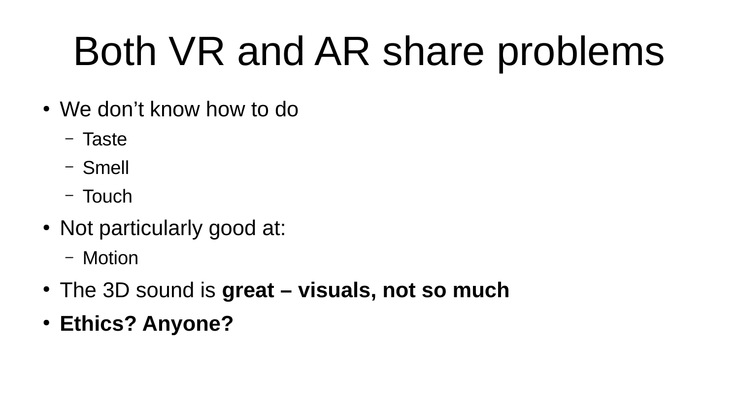# Both VR and AR share problems

- We don't know how to do
  - Taste
  - Smell
  - Touch
- Not particularly good at:
  - Motion
- The 3D sound is **great – visuals, not so much**
- **Ethics? Anyone?**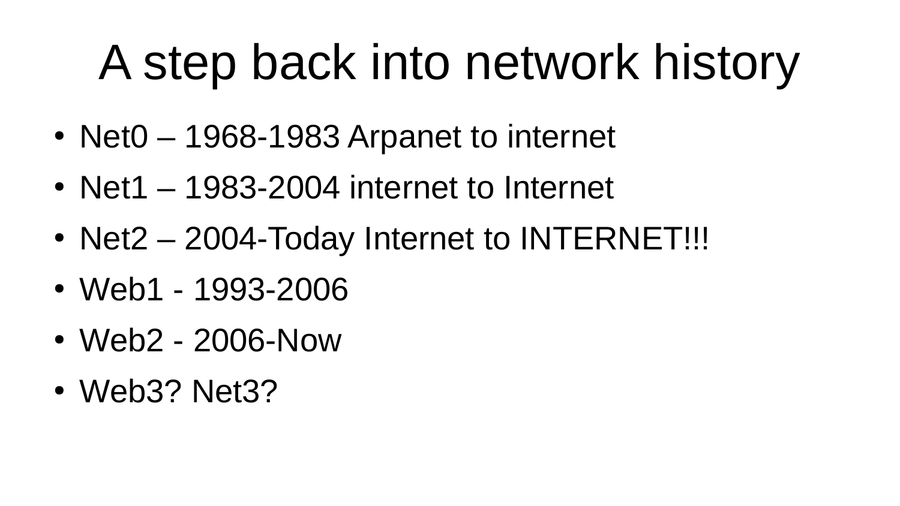# A step back into network history

- Net0 – 1968-1983 Arpanet to internet
- Net1 – 1983-2004 internet to Internet
- Net2 – 2004-Today Internet to INTERNET!!!
- Web1 - 1993-2006
- Web2 - 2006-Now
- Web3? Net3?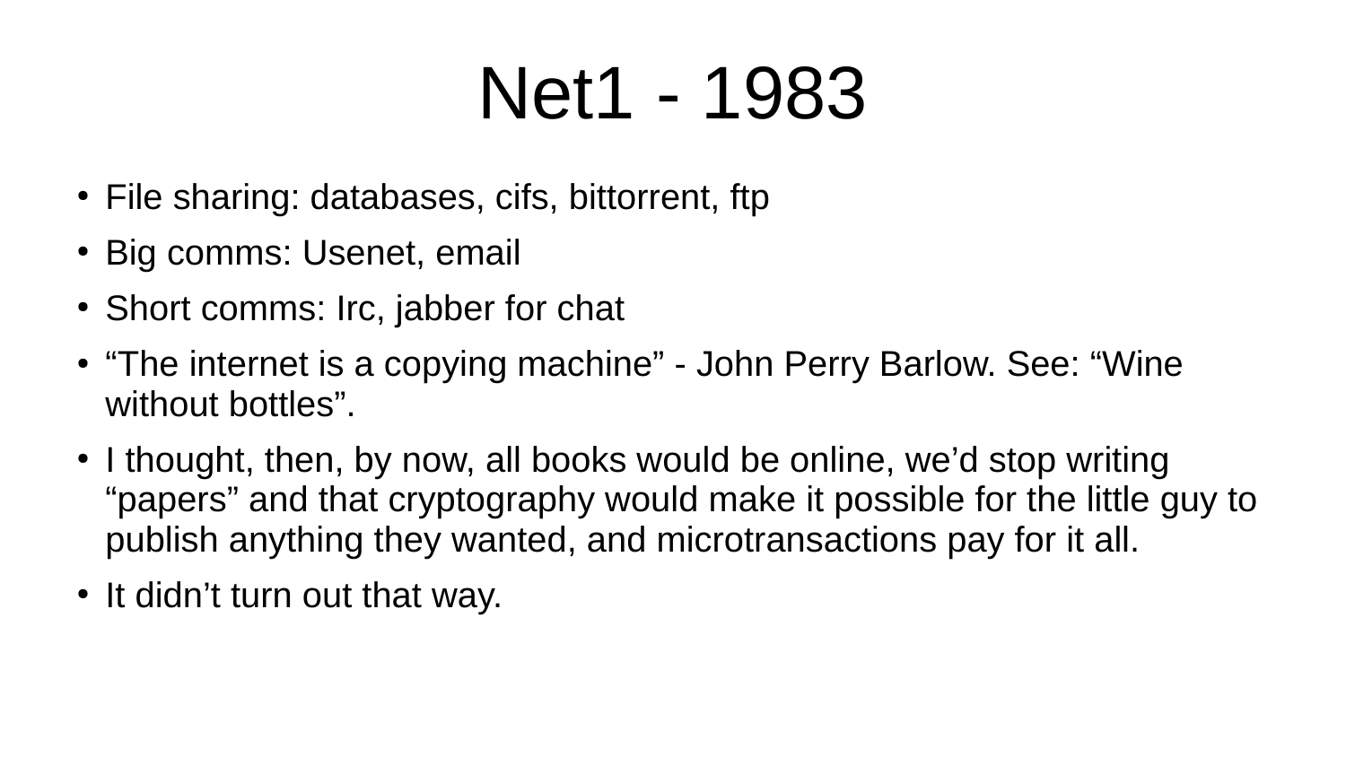# Net1 - 1983

- File sharing: databases, cifs, bittorrent, ftp
- Big comms: Usenet, email
- Short comms: Irc, jabber for chat
- “The internet is a copying machine” - John Perry Barlow. See: “Wine without bottles”.
- I thought, then, by now, all books would be online, we’d stop writing “papers” and that cryptography would make it possible for the little guy to publish anything they wanted, and microtransactions pay for it all.
- It didn’t turn out that way.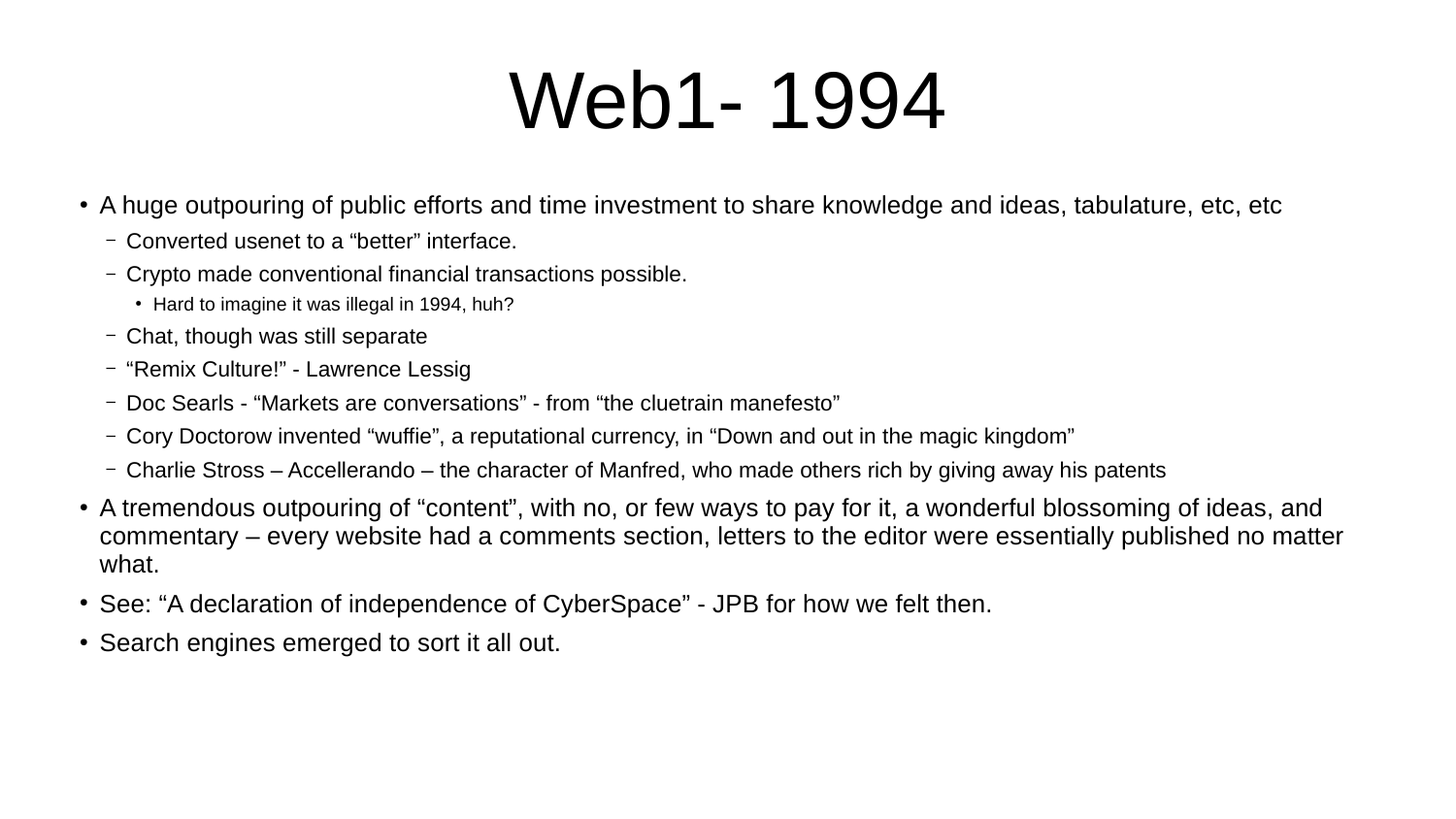# Web1- 1994

- A huge outpouring of public efforts and time investment to share knowledge and ideas, tabulature, etc, etc
  - Converted usenet to a “better” interface.
  - Crypto made conventional financial transactions possible.
    - Hard to imagine it was illegal in 1994, huh?
  - Chat, though was still separate
  - “Remix Culture!” - Lawrence Lessig
  - Doc Searls - “Markets are conversations” - from “the cluetrain manefesto”
  - Cory Doctorow invented “wuffie”, a reputational currency, in “Down and out in the magic kingdom”
  - Charlie Stross – Accellerando – the character of Manfred, who made others rich by giving away his patents
- A tremendous outpouring of “content”, with no, or few ways to pay for it, a wonderful blossoming of ideas, and commentary – every website had a comments section, letters to the editor were essentially published no matter what.
- See: “A declaration of independence of CyberSpace” - JPB for how we felt then.
- Search engines emerged to sort it all out.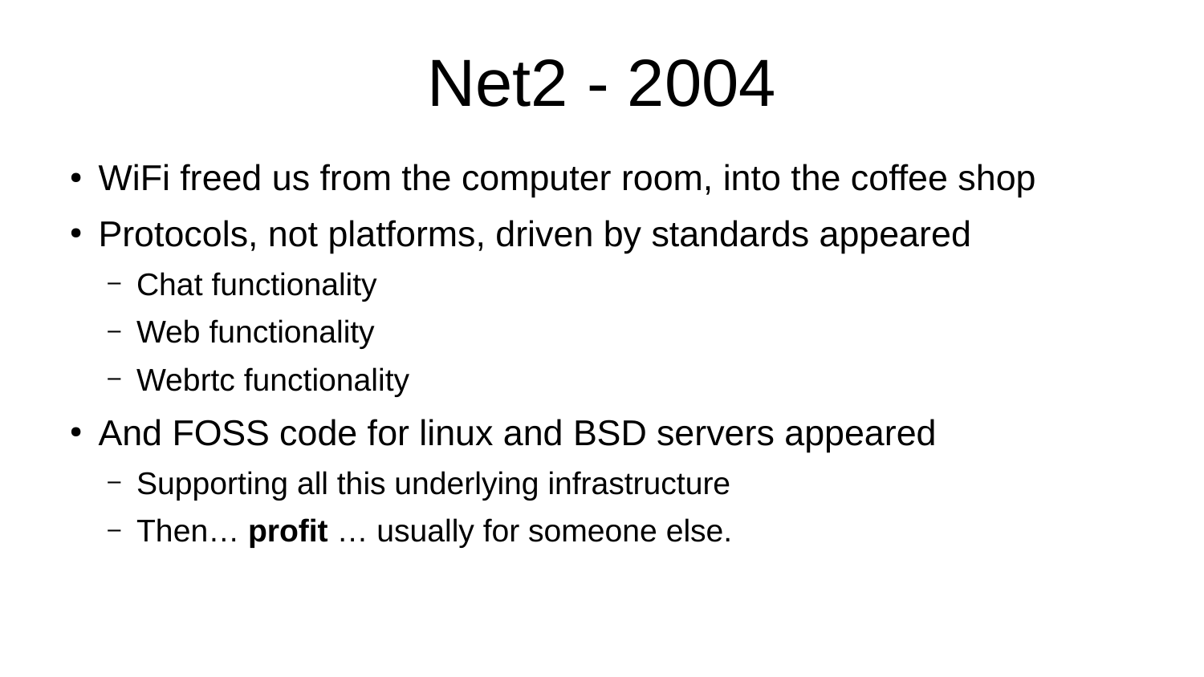# Net2 - 2004

- WiFi freed us from the computer room, into the coffee shop
- Protocols, not platforms, driven by standards appeared
  - Chat functionality
  - Web functionality
  - Webrtc functionality
- And FOSS code for linux and BSD servers appeared
  - Supporting all this underlying infrastructure
  - Then… **profit** … usually for someone else.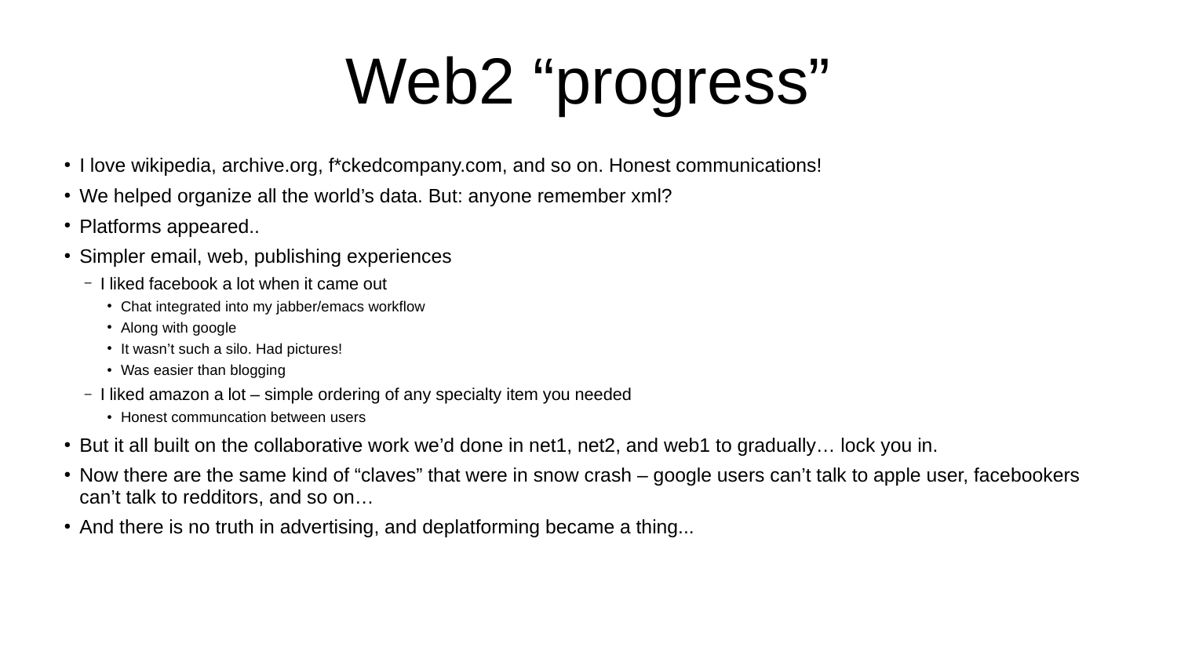# Web2 “progress”

- I love wikipedia, archive.org, f*ckedcompany.com, and so on. Honest communications!
- We helped organize all the world’s data. But: anyone remember xml?
- Platforms appeared..
- Simpler email, web, publishing experiences
  - I liked facebook a lot when it came out
    - Chat integrated into my jabber/emacs workflow
    - Along with google
    - It wasn’t such a silo. Had pictures!
    - Was easier than blogging
  - I liked amazon a lot – simple ordering of any specialty item you needed
    - Honest communcation between users
- But it all built on the collaborative work we’d done in net1, net2, and web1 to gradually… lock you in.
- Now there are the same kind of “claves” that were in snow crash – google users can’t talk to apple user, facebookers can’t talk to redditors, and so on…
- And there is no truth in advertising, and deplatforming became a thing...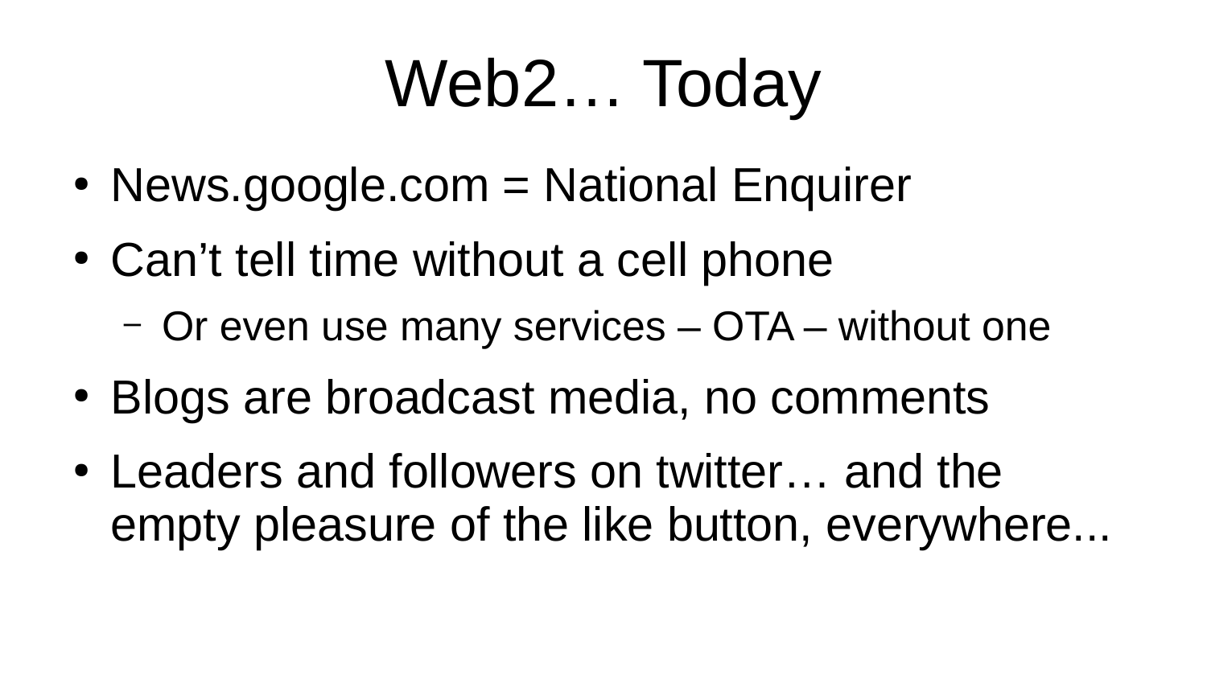# Web2… Today

- News.google.com = National Enquirer
- Can't tell time without a cell phone
  - Or even use many services – OTA – without one
- Blogs are broadcast media, no comments
- Leaders and followers on twitter… and the empty pleasure of the like button, everywhere...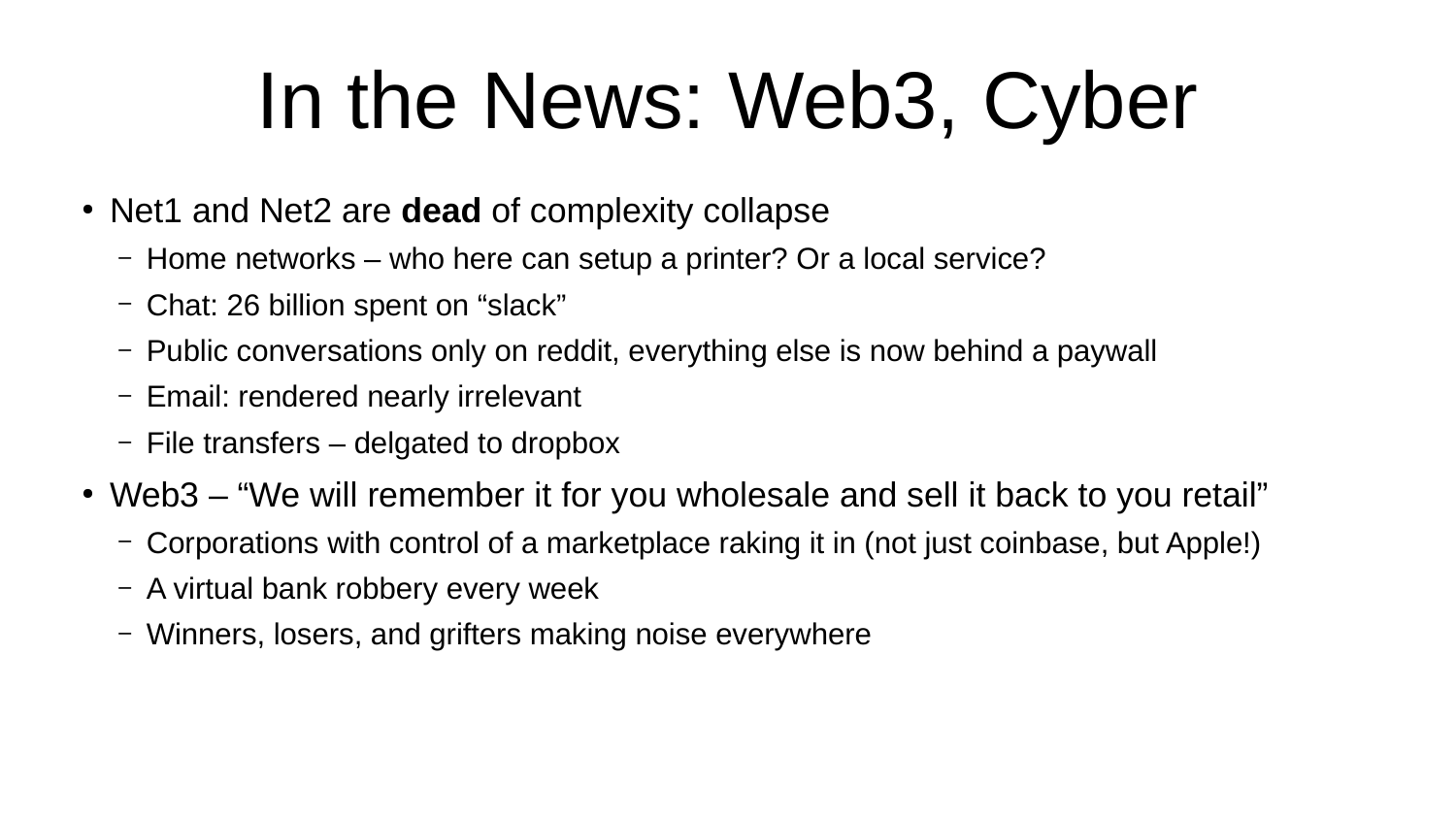# In the News: Web3, Cyber

- Net1 and Net2 are **dead** of complexity collapse
  - Home networks – who here can setup a printer? Or a local service?
  - Chat: 26 billion spent on “slack”
  - Public conversations only on reddit, everything else is now behind a paywall
  - Email: rendered nearly irrelevant
  - File transfers – delgated to dropbox
- Web3 – “We will remember it for you wholesale and sell it back to you retail”
  - Corporations with control of a marketplace raking it in (not just coinbase, but Apple!)
  - A virtual bank robbery every week
  - Winners, losers, and grifters making noise everywhere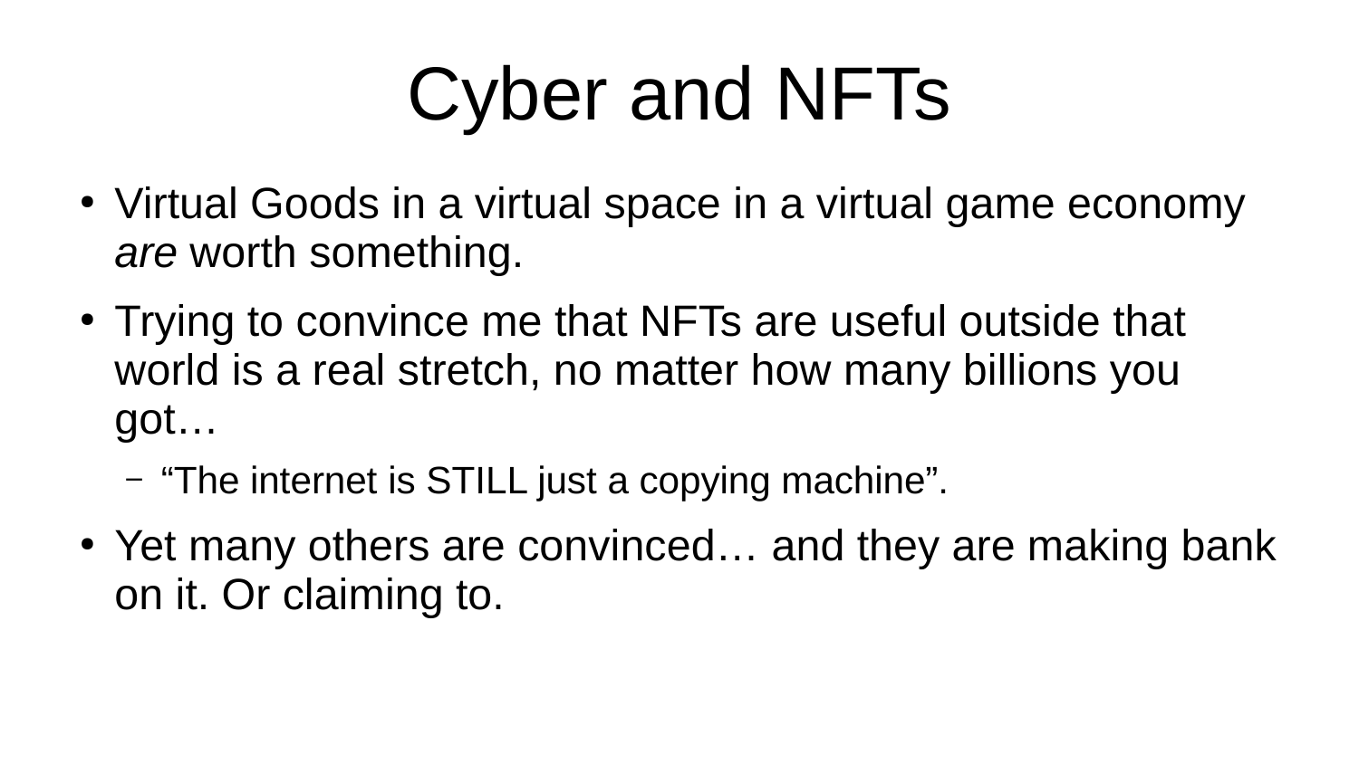# Cyber and NFTs

- Virtual Goods in a virtual space in a virtual game economy *are* worth something.
- Trying to convince me that NFTs are useful outside that world is a real stretch, no matter how many billions you got…
  - “The internet is STILL just a copying machine”.
- Yet many others are convinced… and they are making bank on it. Or claiming to.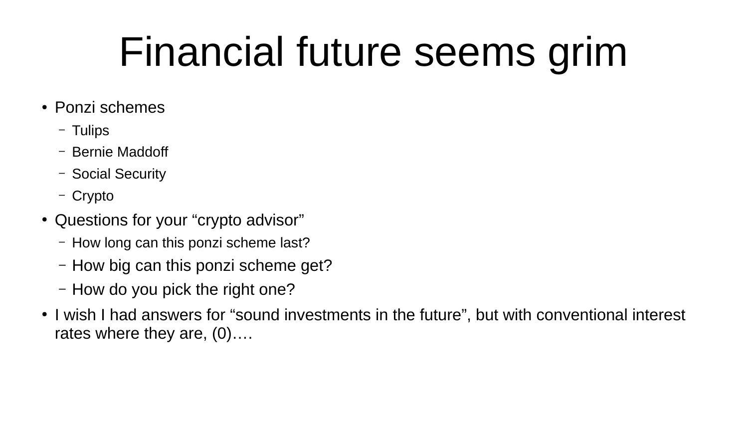# Financial future seems grim

- Ponzi schemes
  - Tulips
  - Bernie Maddoff
  - Social Security
  - Crypto
- Questions for your “crypto advisor”
  - How long can this ponzi scheme last?
  - How big can this ponzi scheme get?
  - How do you pick the right one?
- I wish I had answers for “sound investments in the future”, but with conventional interest rates where they are, (0)….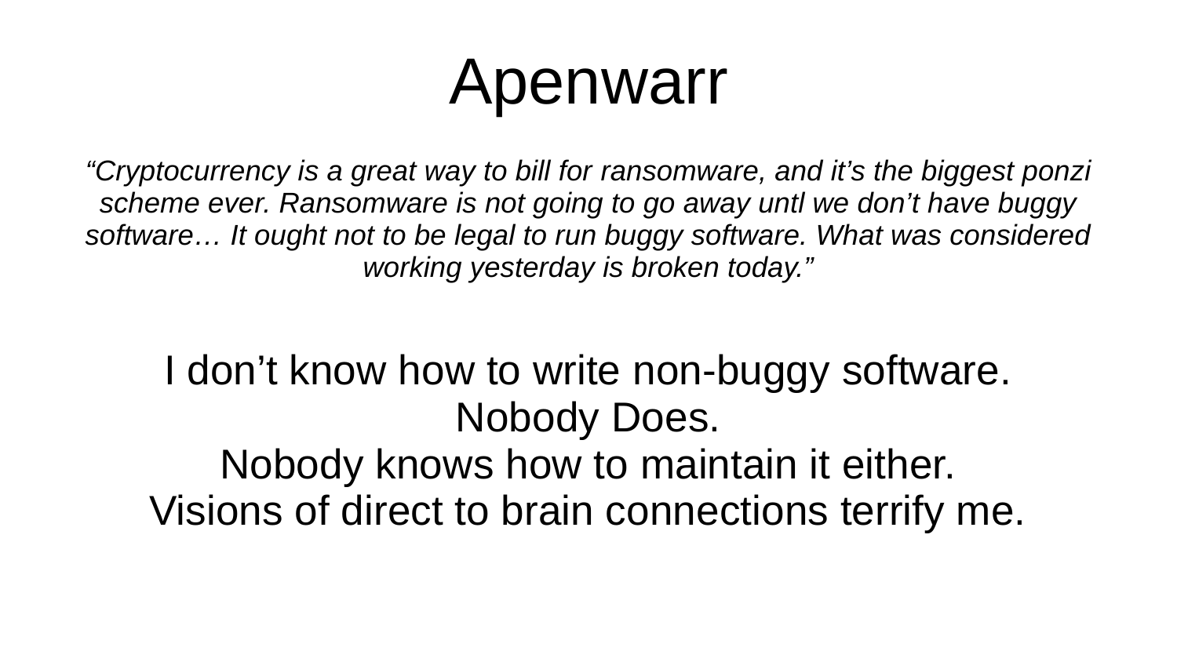# Apenwarr

*“Cryptocurrency is a great way to bill for ransomware, and it’s the biggest ponzi scheme ever. Ransomware is not going to go away untl we don’t have buggy software… It ought not to be legal to run buggy software. What was considered working yesterday is broken today.”*

I don’t know how to write non-buggy software.
Nobody Does.
Nobody knows how to maintain it either.
Visions of direct to brain connections terrify me.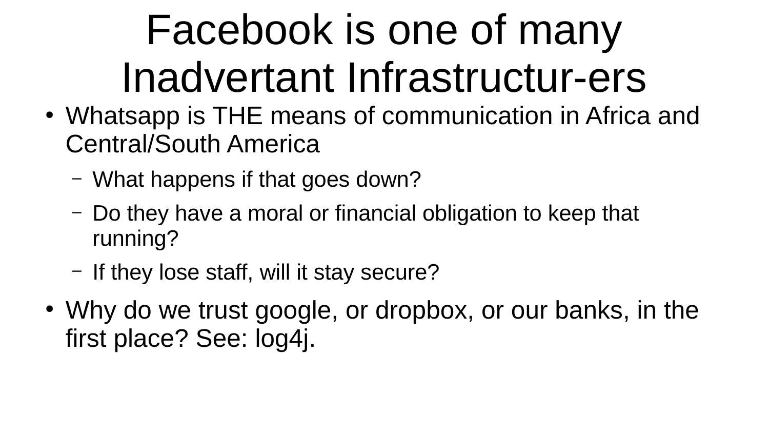# Facebook is one of many Inadvertant Infrastructur-ers

- Whatsapp is THE means of communication in Africa and Central/South America
  - What happens if that goes down?
  - Do they have a moral or financial obligation to keep that running?
  - If they lose staff, will it stay secure?
- Why do we trust google, or dropbox, or our banks, in the first place? See: log4j.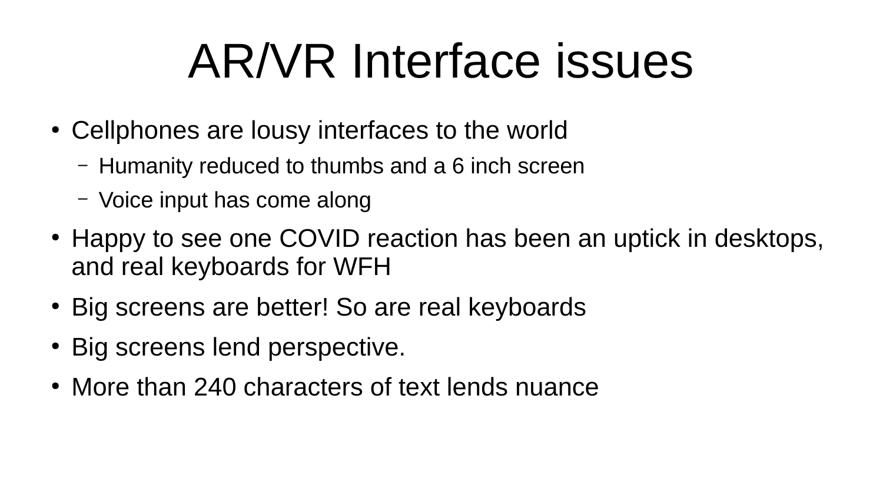# AR/VR Interface issues

- Cellphones are lousy interfaces to the world
  - Humanity reduced to thumbs and a 6 inch screen
  - Voice input has come along
- Happy to see one COVID reaction has been an uptick in desktops, and real keyboards for WFH
- Big screens are better! So are real keyboards
- Big screens lend perspective.
- More than 240 characters of text lends nuance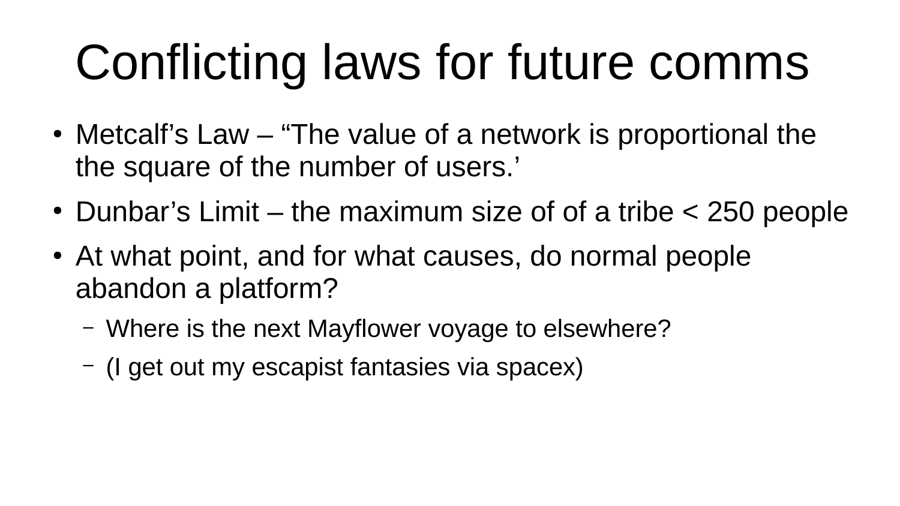# Conflicting laws for future comms

- Metcalf’s Law – “The value of a network is proportional the the square of the number of users.’
- Dunbar’s Limit – the maximum size of of a tribe < 250 people
- At what point, and for what causes, do normal people abandon a platform?
  - Where is the next Mayflower voyage to elsewhere?
  - (I get out my escapist fantasies via spacex)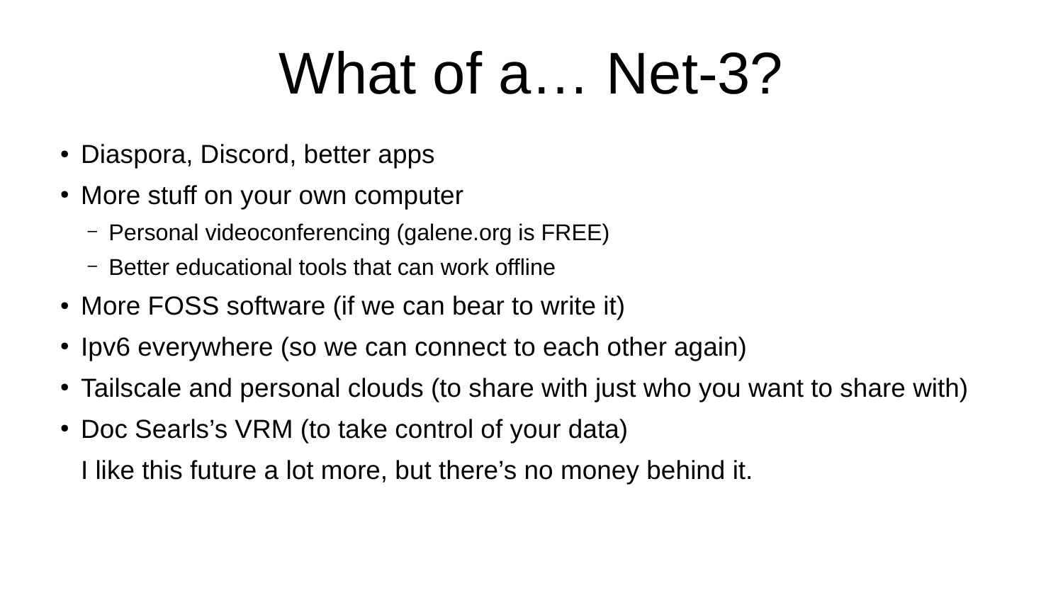# What of a… Net-3?

- Diaspora, Discord, better apps
- More stuff on your own computer
  - Personal videoconferencing (galene.org is FREE)
  - Better educational tools that can work offline
- More FOSS software (if we can bear to write it)
- Ipv6 everywhere (so we can connect to each other again)
- Tailscale and personal clouds (to share with just who you want to share with)
- Doc Searls's VRM (to take control of your data)

  I like this future a lot more, but there's no money behind it.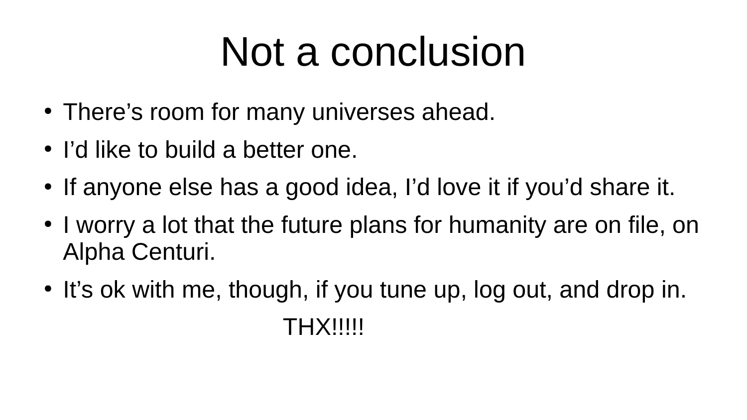# Not a conclusion

- There's room for many universes ahead.
- I'd like to build a better one.
- If anyone else has a good idea, I'd love it if you'd share it.
- I worry a lot that the future plans for humanity are on file, on Alpha Centuri.
- It's ok with me, though, if you tune up, log out, and drop in.

THX!!!!!